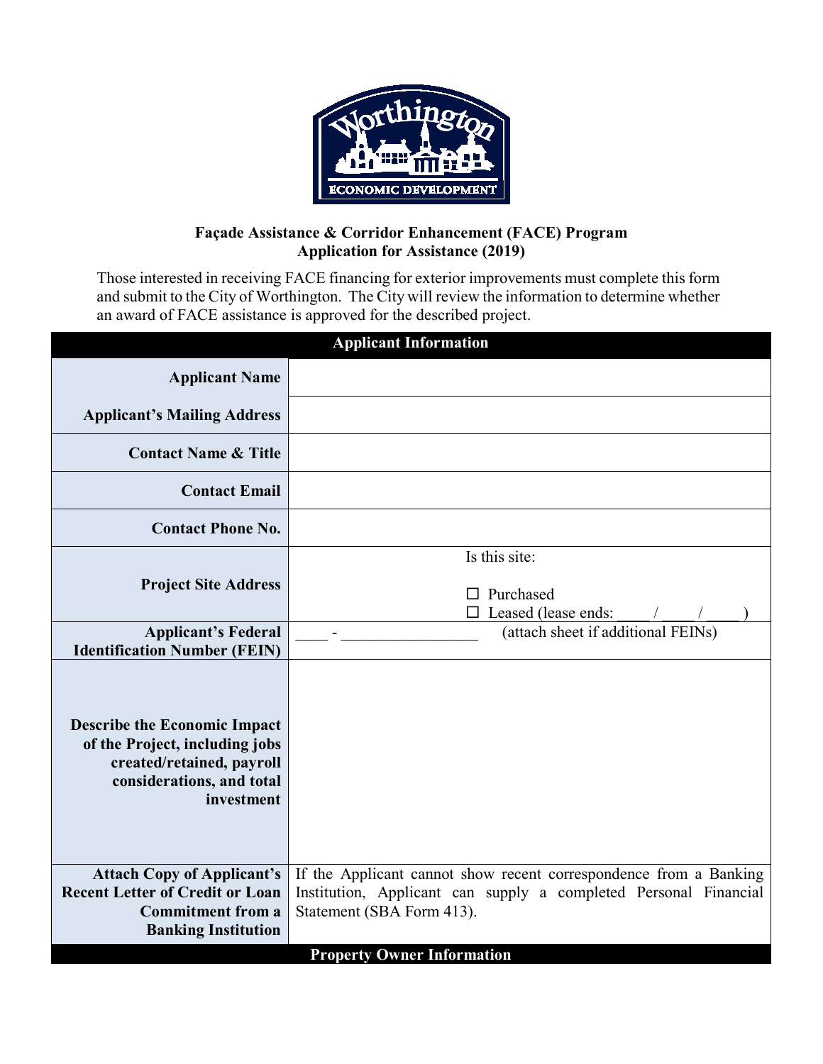**Façade Assistance & Corridor Enhancement (FACE) Program**
**Application for Assistance (2019)**

Those interested in receiving FACE financing for exterior improvements must complete this form and submit to the City of Worthington. The City will review the information to determine whether an award of FACE assistance is approved for the described project.

| **Applicant Information** | |
|---|---|
| **Applicant Name** | |
| **Applicant's Mailing Address** | |
| **Contact Name & Title** | |
| **Contact Email** | |
| **Contact Phone No.** | |
| **Project Site Address** | Is this site:<br>☐ Purchased<br>☐ Leased (lease ends: ____ / ____ / ____ ) |
| **Applicant's Federal Identification Number (FEIN)** | ____ - ________________ (attach sheet if additional FEINs) |
| **Describe the Economic Impact of the Project, including jobs created/retained, payroll considerations, and total investment** | |
| **Attach Copy of Applicant's Recent Letter of Credit or Loan Commitment from a Banking Institution** | If the Applicant cannot show recent correspondence from a Banking Institution, Applicant can supply a completed Personal Financial Statement (SBA Form 413). |

| **Property Owner Information** |
|---|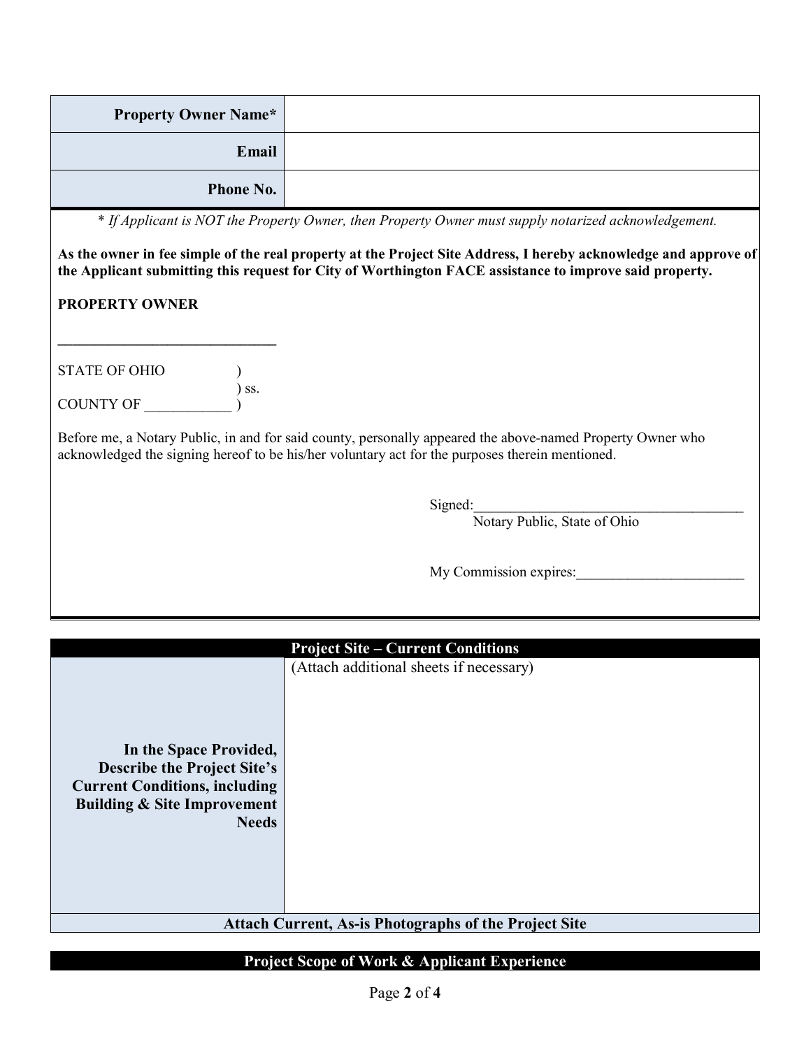| Property Owner Name* | |
|---|---|
| Email | |
| Phone No. | |

*\* If Applicant is NOT the Property Owner, then Property Owner must supply notarized acknowledgement.*

**As the owner in fee simple of the real property at the Project Site Address, I hereby acknowledge and approve of the Applicant submitting this request for City of Worthington FACE assistance to improve said property.**

**PROPERTY OWNER**

______________________________

STATE OF OHIO )
) ss.
COUNTY OF ____________ )

Before me, a Notary Public, in and for said county, personally appeared the above-named Property Owner who acknowledged the signing hereof to be his/her voluntary act for the purposes therein mentioned.

Signed:______________________________________
Notary Public, State of Ohio

My Commission expires:________________________

| Project Site – Current Conditions | |
|---|---|
| **In the Space Provided, Describe the Project Site's Current Conditions, including Building & Site Improvement Needs** | (Attach additional sheets if necessary) |
| **Attach Current, As-is Photographs of the Project Site** | |

## Project Scope of Work & Applicant Experience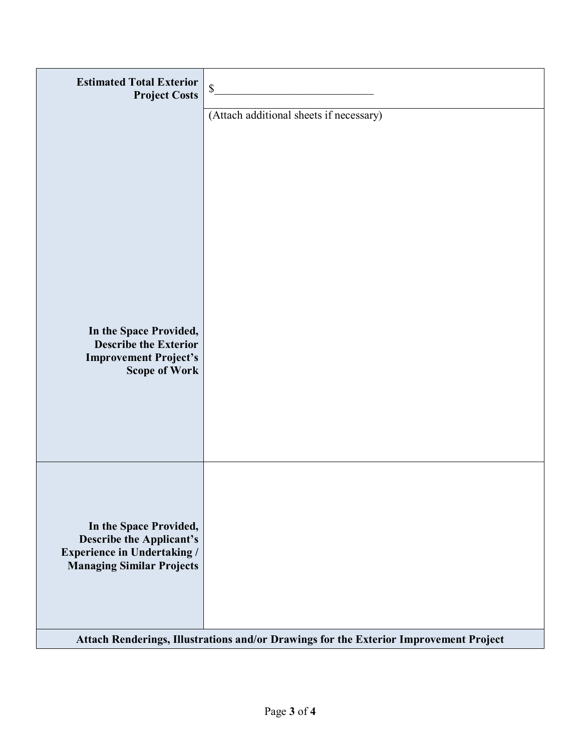| | |
|---|---|
| **Estimated Total Exterior Project Costs** | $___________________________ |
| **In the Space Provided, Describe the Exterior Improvement Project's Scope of Work** | (Attach additional sheets if necessary) |
| **In the Space Provided, Describe the Applicant's Experience in Undertaking / Managing Similar Projects** | |
| **Attach Renderings, Illustrations and/or Drawings for the Exterior Improvement Project** | |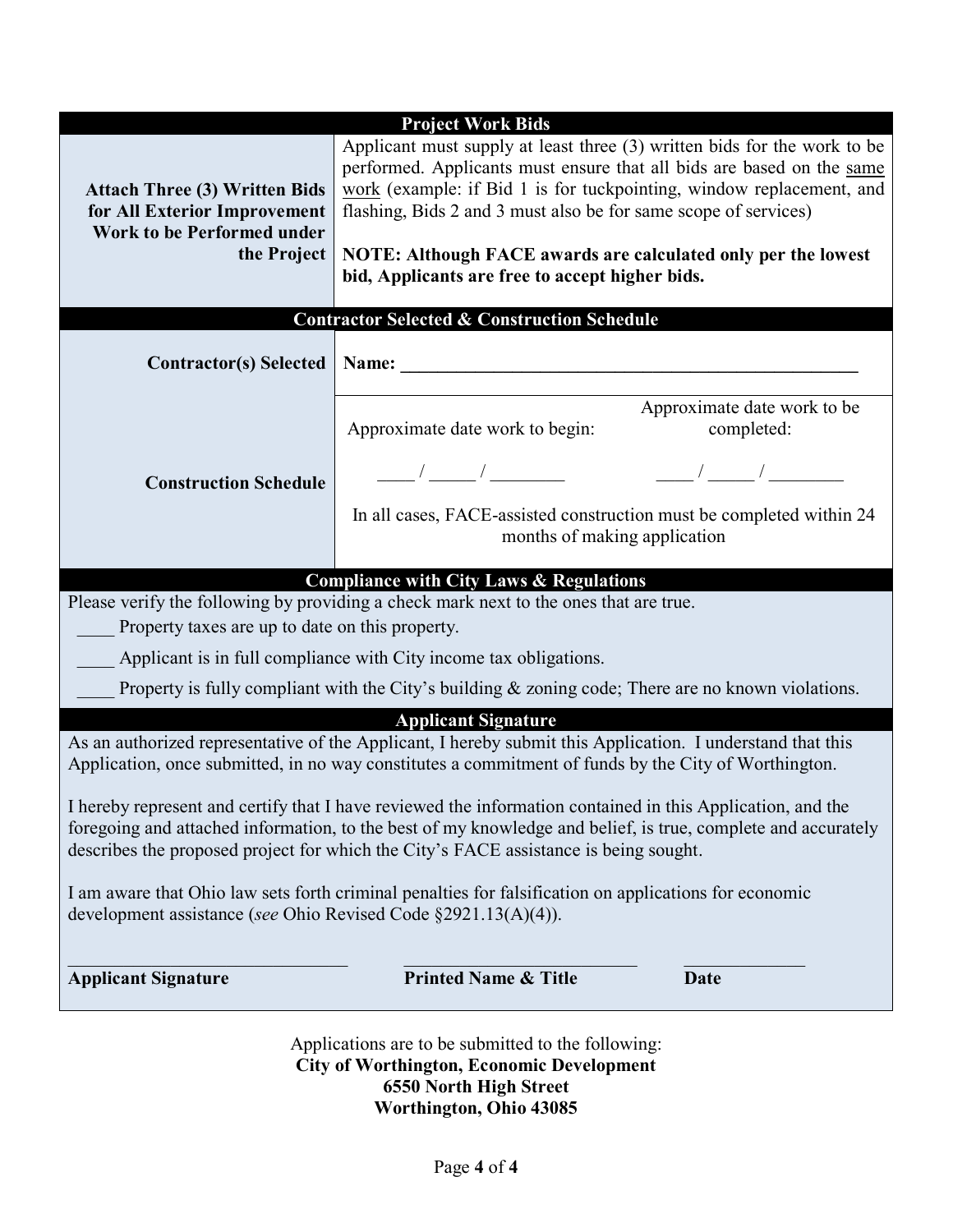## Project Work Bids

| | |
|---|---|
| **Attach Three (3) Written Bids for All Exterior Improvement Work to be Performed under the Project** | Applicant must supply at least three (3) written bids for the work to be performed. Applicants must ensure that all bids are based on the <u>same work</u> (example: if Bid 1 is for tuckpointing, window replacement, and flashing, Bids 2 and 3 must also be for same scope of services)<br><br>**NOTE: Although FACE awards are calculated only per the lowest bid, Applicants are free to accept higher bids.** |

## Contractor Selected & Construction Schedule

| | |
|---|---|
| **Contractor(s) Selected** | **Name: ____________________________________________________** |
| **Construction Schedule** | Approximate date work to begin: ____ / _____ / ________<br><br>Approximate date work to be completed: ____ / _____ / ________<br><br>In all cases, FACE-assisted construction must be completed within 24 months of making application |

## Compliance with City Laws & Regulations

Please verify the following by providing a check mark next to the ones that are true.

____ Property taxes are up to date on this property.

____ Applicant is in full compliance with City income tax obligations.

____ Property is fully compliant with the City's building & zoning code; There are no known violations.

## Applicant Signature

As an authorized representative of the Applicant, I hereby submit this Application. I understand that this Application, once submitted, in no way constitutes a commitment of funds by the City of Worthington.

I hereby represent and certify that I have reviewed the information contained in this Application, and the foregoing and attached information, to the best of my knowledge and belief, is true, complete and accurately describes the proposed project for which the City's FACE assistance is being sought.

I am aware that Ohio law sets forth criminal penalties for falsification on applications for economic development assistance (*see* Ohio Revised Code §2921.13(A)(4)).

______________________________ ______________________________ ______________

**Applicant Signature** **Printed Name & Title** **Date**

Applications are to be submitted to the following:

**City of Worthington, Economic Development**
**6550 North High Street**
**Worthington, Ohio 43085**